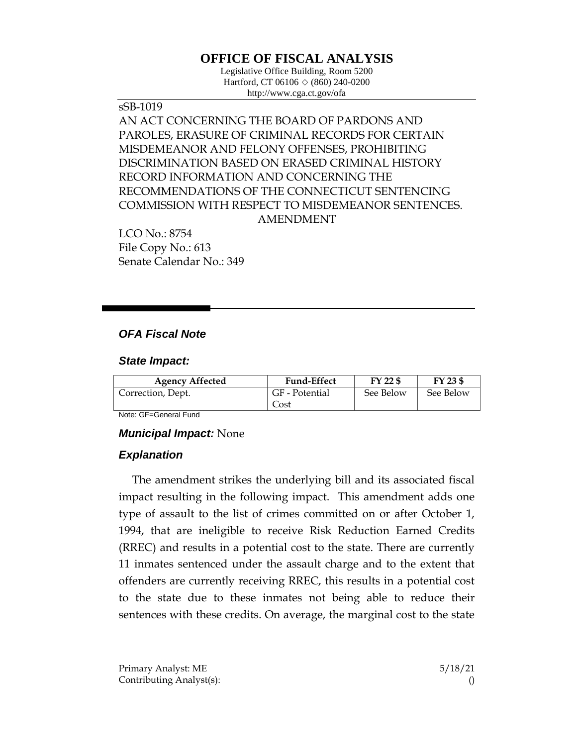# OFFICE OF FISCAL ANALYSIS

Legislative Office Building, Room 5200
Hartford, CT 06106 ◇ (860) 240-0200
http://www.cga.ct.gov/ofa

sSB-1019

AN ACT CONCERNING THE BOARD OF PARDONS AND PAROLES, ERASURE OF CRIMINAL RECORDS FOR CERTAIN MISDEMEANOR AND FELONY OFFENSES, PROHIBITING DISCRIMINATION BASED ON ERASED CRIMINAL HISTORY RECORD INFORMATION AND CONCERNING THE RECOMMENDATIONS OF THE CONNECTICUT SENTENCING COMMISSION WITH RESPECT TO MISDEMEANOR SENTENCES.

AMENDMENT

LCO No.: 8754
File Copy No.: 613
Senate Calendar No.: 349

## *OFA Fiscal Note*

### *State Impact:*

| Agency Affected | Fund-Effect | FY 22 $ | FY 23 $ |
|---|---|---|---|
| Correction, Dept. | GF - Potential Cost | See Below | See Below |

Note: GF=General Fund

### *Municipal Impact:* None

### *Explanation*

The amendment strikes the underlying bill and its associated fiscal impact resulting in the following impact. This amendment adds one type of assault to the list of crimes committed on or after October 1, 1994, that are ineligible to receive Risk Reduction Earned Credits (RREC) and results in a potential cost to the state. There are currently 11 inmates sentenced under the assault charge and to the extent that offenders are currently receiving RREC, this results in a potential cost to the state due to these inmates not being able to reduce their sentences with these credits. On average, the marginal cost to the state

Primary Analyst: ME
Contributing Analyst(s):

5/18/21
()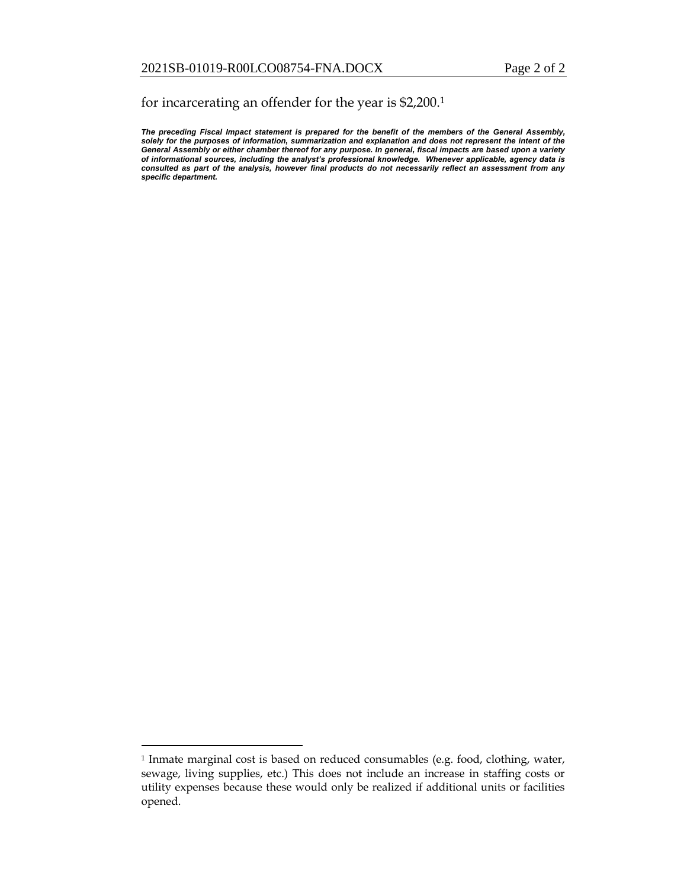for incarcerating an offender for the year is $2,200.[1]

***The preceding Fiscal Impact statement is prepared for the benefit of the members of the General Assembly, solely for the purposes of information, summarization and explanation and does not represent the intent of the General Assembly or either chamber thereof for any purpose. In general, fiscal impacts are based upon a variety of informational sources, including the analyst's professional knowledge. Whenever applicable, agency data is consulted as part of the analysis, however final products do not necessarily reflect an assessment from any specific department.***

[1] Inmate marginal cost is based on reduced consumables (e.g. food, clothing, water, sewage, living supplies, etc.) This does not include an increase in staffing costs or utility expenses because these would only be realized if additional units or facilities opened.